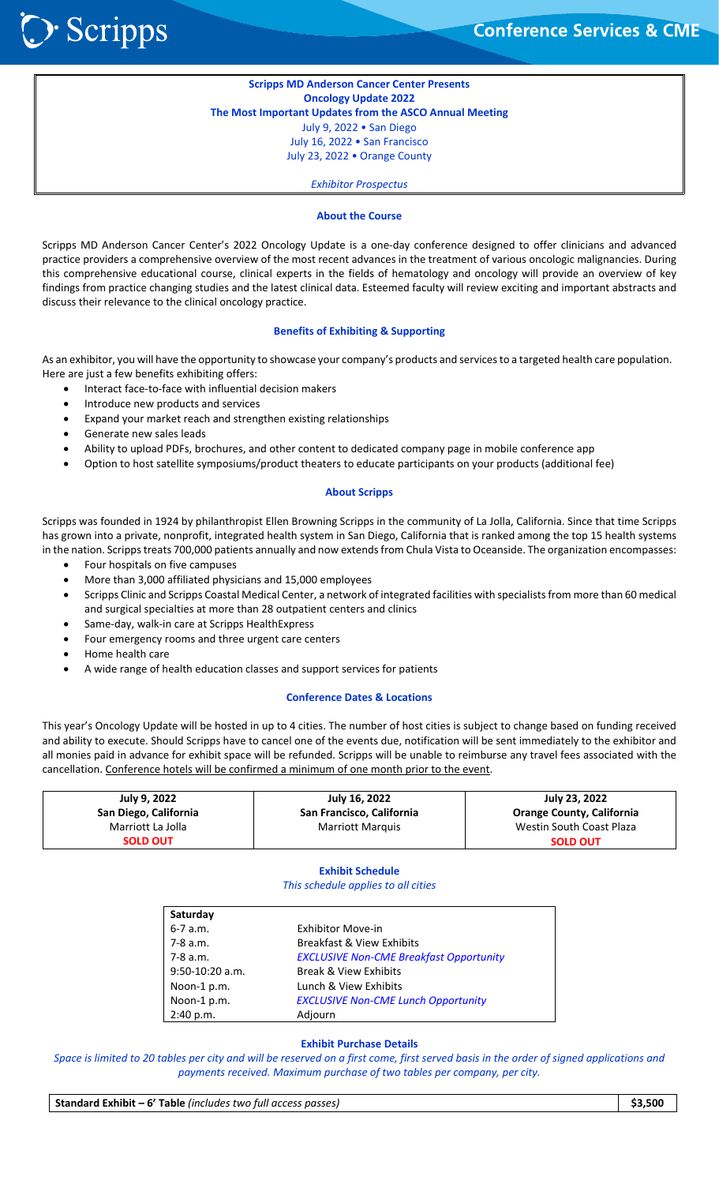Scripps

Conference Services & CME

**Scripps MD Anderson Cancer Center Presents**
**Oncology Update 2022**
**The Most Important Updates from the ASCO Annual Meeting**
July 9, 2022 • San Diego
July 16, 2022 • San Francisco
July 23, 2022 • Orange County

*Exhibitor Prospectus*

## About the Course

Scripps MD Anderson Cancer Center's 2022 Oncology Update is a one-day conference designed to offer clinicians and advanced practice providers a comprehensive overview of the most recent advances in the treatment of various oncologic malignancies. During this comprehensive educational course, clinical experts in the fields of hematology and oncology will provide an overview of key findings from practice changing studies and the latest clinical data. Esteemed faculty will review exciting and important abstracts and discuss their relevance to the clinical oncology practice.

## Benefits of Exhibiting & Supporting

As an exhibitor, you will have the opportunity to showcase your company's products and services to a targeted health care population. Here are just a few benefits exhibiting offers:

- Interact face-to-face with influential decision makers
- Introduce new products and services
- Expand your market reach and strengthen existing relationships
- Generate new sales leads
- Ability to upload PDFs, brochures, and other content to dedicated company page in mobile conference app
- Option to host satellite symposiums/product theaters to educate participants on your products (additional fee)

## About Scripps

Scripps was founded in 1924 by philanthropist Ellen Browning Scripps in the community of La Jolla, California. Since that time Scripps has grown into a private, nonprofit, integrated health system in San Diego, California that is ranked among the top 15 health systems in the nation. Scripps treats 700,000 patients annually and now extends from Chula Vista to Oceanside. The organization encompasses:

- Four hospitals on five campuses
- More than 3,000 affiliated physicians and 15,000 employees
- Scripps Clinic and Scripps Coastal Medical Center, a network of integrated facilities with specialists from more than 60 medical and surgical specialties at more than 28 outpatient centers and clinics
- Same-day, walk-in care at Scripps HealthExpress
- Four emergency rooms and three urgent care centers
- Home health care
- A wide range of health education classes and support services for patients

## Conference Dates & Locations

This year's Oncology Update will be hosted in up to 4 cities. The number of host cities is subject to change based on funding received and ability to execute. Should Scripps have to cancel one of the events due, notification will be sent immediately to the exhibitor and all monies paid in advance for exhibit space will be refunded. Scripps will be unable to reimburse any travel fees associated with the cancellation. Conference hotels will be confirmed a minimum of one month prior to the event.

| July 9, 2022 | July 16, 2022 | July 23, 2022 |
|---|---|---|
| **San Diego, California** | **San Francisco, California** | **Orange County, California** |
| Marriott La Jolla | Marriott Marquis | Westin South Coast Plaza |
| **SOLD OUT** | | **SOLD OUT** |

## Exhibit Schedule

*This schedule applies to all cities*

| Saturday | |
|---|---|
| 6-7 a.m. | Exhibitor Move-in |
| 7-8 a.m. | Breakfast & View Exhibits |
| 7-8 a.m. | *EXCLUSIVE Non-CME Breakfast Opportunity* |
| 9:50-10:20 a.m. | Break & View Exhibits |
| Noon-1 p.m. | Lunch & View Exhibits |
| Noon-1 p.m. | *EXCLUSIVE Non-CME Lunch Opportunity* |
| 2:40 p.m. | Adjourn |

## Exhibit Purchase Details

*Space is limited to 20 tables per city and will be reserved on a first come, first served basis in the order of signed applications and payments received. Maximum purchase of two tables per company, per city.*

| **Standard Exhibit – 6' Table** *(includes two full access passes)* | **$3,500** |
|---|---|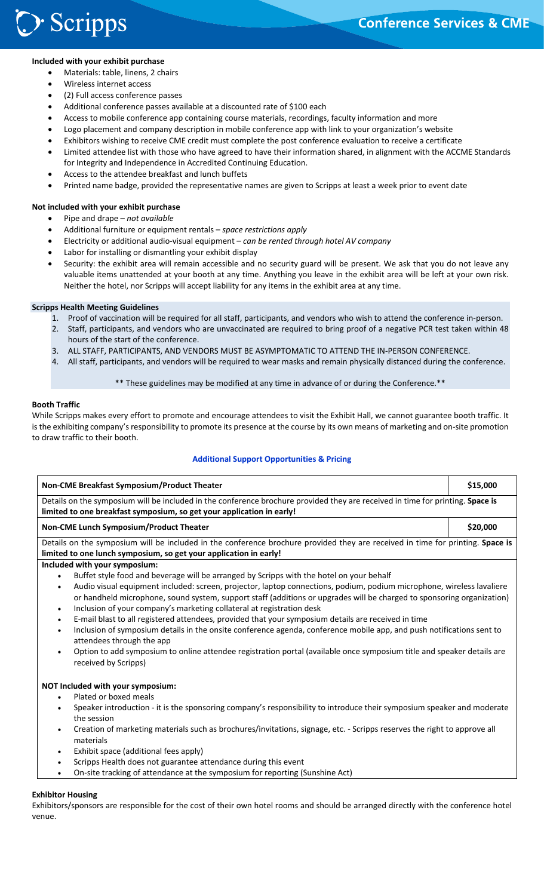**Included with your exhibit purchase**

- Materials: table, linens, 2 chairs
- Wireless internet access
- (2) Full access conference passes
- Additional conference passes available at a discounted rate of $100 each
- Access to mobile conference app containing course materials, recordings, faculty information and more
- Logo placement and company description in mobile conference app with link to your organization's website
- Exhibitors wishing to receive CME credit must complete the post conference evaluation to receive a certificate
- Limited attendee list with those who have agreed to have their information shared, in alignment with the ACCME Standards for Integrity and Independence in Accredited Continuing Education.
- Access to the attendee breakfast and lunch buffets
- Printed name badge, provided the representative names are given to Scripps at least a week prior to event date

**Not included with your exhibit purchase**

- Pipe and drape – *not available*
- Additional furniture or equipment rentals – *space restrictions apply*
- Electricity or additional audio-visual equipment – *can be rented through hotel AV company*
- Labor for installing or dismantling your exhibit display
- Security: the exhibit area will remain accessible and no security guard will be present. We ask that you do not leave any valuable items unattended at your booth at any time. Anything you leave in the exhibit area will be left at your own risk. Neither the hotel, nor Scripps will accept liability for any items in the exhibit area at any time.

**Scripps Health Meeting Guidelines**

1. Proof of vaccination will be required for all staff, participants, and vendors who wish to attend the conference in-person.
2. Staff, participants, and vendors who are unvaccinated are required to bring proof of a negative PCR test taken within 48 hours of the start of the conference.
3. ALL STAFF, PARTICIPANTS, AND VENDORS MUST BE ASYMPTOMATIC TO ATTEND THE IN-PERSON CONFERENCE.
4. All staff, participants, and vendors will be required to wear masks and remain physically distanced during the conference.

** These guidelines may be modified at any time in advance of or during the Conference.**

**Booth Traffic**

While Scripps makes every effort to promote and encourage attendees to visit the Exhibit Hall, we cannot guarantee booth traffic. It is the exhibiting company's responsibility to promote its presence at the course by its own means of marketing and on-site promotion to draw traffic to their booth.

**Additional Support Opportunities & Pricing**

| **Non-CME Breakfast Symposium/Product Theater** | **$15,000** |
|---|---|
| Details on the symposium will be included in the conference brochure provided they are received in time for printing. **Space is limited to one breakfast symposium, so get your application in early!** | |
| **Non-CME Lunch Symposium/Product Theater** | **$20,000** |
| Details on the symposium will be included in the conference brochure provided they are received in time for printing. **Space is limited to one lunch symposium, so get your application in early!** | |

**Included with your symposium:**

- Buffet style food and beverage will be arranged by Scripps with the hotel on your behalf
- Audio visual equipment included: screen, projector, laptop connections, podium, podium microphone, wireless lavaliere or handheld microphone, sound system, support staff (additions or upgrades will be charged to sponsoring organization)
- Inclusion of your company's marketing collateral at registration desk
- E-mail blast to all registered attendees, provided that your symposium details are received in time
- Inclusion of symposium details in the onsite conference agenda, conference mobile app, and push notifications sent to attendees through the app
- Option to add symposium to online attendee registration portal (available once symposium title and speaker details are received by Scripps)

**NOT Included with your symposium:**

- Plated or boxed meals
- Speaker introduction - it is the sponsoring company's responsibility to introduce their symposium speaker and moderate the session
- Creation of marketing materials such as brochures/invitations, signage, etc. - Scripps reserves the right to approve all materials
- Exhibit space (additional fees apply)
- Scripps Health does not guarantee attendance during this event
- On-site tracking of attendance at the symposium for reporting (Sunshine Act)

**Exhibitor Housing**

Exhibitors/sponsors are responsible for the cost of their own hotel rooms and should be arranged directly with the conference hotel venue.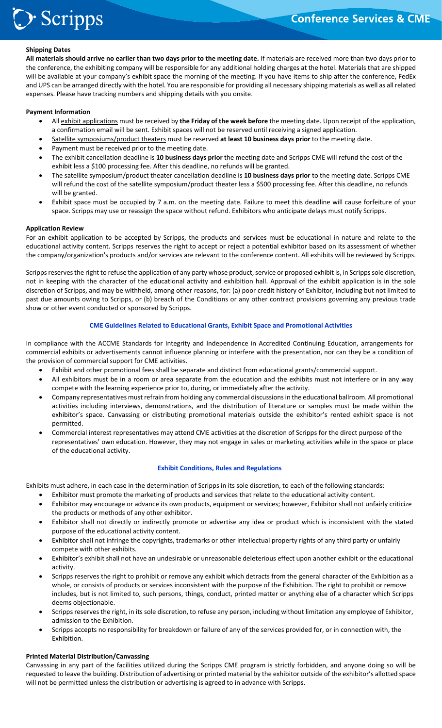### Shipping Dates

**All materials should arrive no earlier than two days prior to the meeting date.** If materials are received more than two days prior to the conference, the exhibiting company will be responsible for any additional holding charges at the hotel. Materials that are shipped will be available at your company's exhibit space the morning of the meeting. If you have items to ship after the conference, FedEx and UPS can be arranged directly with the hotel. You are responsible for providing all necessary shipping materials as well as all related expenses. Please have tracking numbers and shipping details with you onsite.

### Payment Information

- All exhibit applications must be received by **the Friday of the week before** the meeting date. Upon receipt of the application, a confirmation email will be sent. Exhibit spaces will not be reserved until receiving a signed application.
- Satellite symposiums/product theaters must be reserved **at least 10 business days prior** to the meeting date.
- Payment must be received prior to the meeting date.
- The exhibit cancellation deadline is **10 business days prior** the meeting date and Scripps CME will refund the cost of the exhibit less a $100 processing fee. After this deadline, no refunds will be granted.
- The satellite symposium/product theater cancellation deadline is **10 business days prior** to the meeting date. Scripps CME will refund the cost of the satellite symposium/product theater less a $500 processing fee. After this deadline, no refunds will be granted.
- Exhibit space must be occupied by 7 a.m. on the meeting date. Failure to meet this deadline will cause forfeiture of your space. Scripps may use or reassign the space without refund. Exhibitors who anticipate delays must notify Scripps.

### Application Review

For an exhibit application to be accepted by Scripps, the products and services must be educational in nature and relate to the educational activity content. Scripps reserves the right to accept or reject a potential exhibitor based on its assessment of whether the company/organization's products and/or services are relevant to the conference content. All exhibits will be reviewed by Scripps.

Scripps reserves the right to refuse the application of any party whose product, service or proposed exhibit is, in Scripps sole discretion, not in keeping with the character of the educational activity and exhibition hall. Approval of the exhibit application is in the sole discretion of Scripps, and may be withheld, among other reasons, for: (a) poor credit history of Exhibitor, including but not limited to past due amounts owing to Scripps, or (b) breach of the Conditions or any other contract provisions governing any previous trade show or other event conducted or sponsored by Scripps.

## CME Guidelines Related to Educational Grants, Exhibit Space and Promotional Activities

In compliance with the ACCME Standards for Integrity and Independence in Accredited Continuing Education, arrangements for commercial exhibits or advertisements cannot influence planning or interfere with the presentation, nor can they be a condition of the provision of commercial support for CME activities.

- Exhibit and other promotional fees shall be separate and distinct from educational grants/commercial support.
- All exhibitors must be in a room or area separate from the education and the exhibits must not interfere or in any way compete with the learning experience prior to, during, or immediately after the activity.
- Company representatives must refrain from holding any commercial discussions in the educational ballroom. All promotional activities including interviews, demonstrations, and the distribution of literature or samples must be made within the exhibitor's space. Canvassing or distributing promotional materials outside the exhibitor's rented exhibit space is not permitted.
- Commercial interest representatives may attend CME activities at the discretion of Scripps for the direct purpose of the representatives' own education. However, they may not engage in sales or marketing activities while in the space or place of the educational activity.

## Exhibit Conditions, Rules and Regulations

Exhibits must adhere, in each case in the determination of Scripps in its sole discretion, to each of the following standards:

- Exhibitor must promote the marketing of products and services that relate to the educational activity content.
- Exhibitor may encourage or advance its own products, equipment or services; however, Exhibitor shall not unfairly criticize the products or methods of any other exhibitor.
- Exhibitor shall not directly or indirectly promote or advertise any idea or product which is inconsistent with the stated purpose of the educational activity content.
- Exhibitor shall not infringe the copyrights, trademarks or other intellectual property rights of any third party or unfairly compete with other exhibits.
- Exhibitor's exhibit shall not have an undesirable or unreasonable deleterious effect upon another exhibit or the educational activity.
- Scripps reserves the right to prohibit or remove any exhibit which detracts from the general character of the Exhibition as a whole, or consists of products or services inconsistent with the purpose of the Exhibition. The right to prohibit or remove includes, but is not limited to, such persons, things, conduct, printed matter or anything else of a character which Scripps deems objectionable.
- Scripps reserves the right, in its sole discretion, to refuse any person, including without limitation any employee of Exhibitor, admission to the Exhibition.
- Scripps accepts no responsibility for breakdown or failure of any of the services provided for, or in connection with, the Exhibition.

### Printed Material Distribution/Canvassing

Canvassing in any part of the facilities utilized during the Scripps CME program is strictly forbidden, and anyone doing so will be requested to leave the building. Distribution of advertising or printed material by the exhibitor outside of the exhibitor's allotted space will not be permitted unless the distribution or advertising is agreed to in advance with Scripps.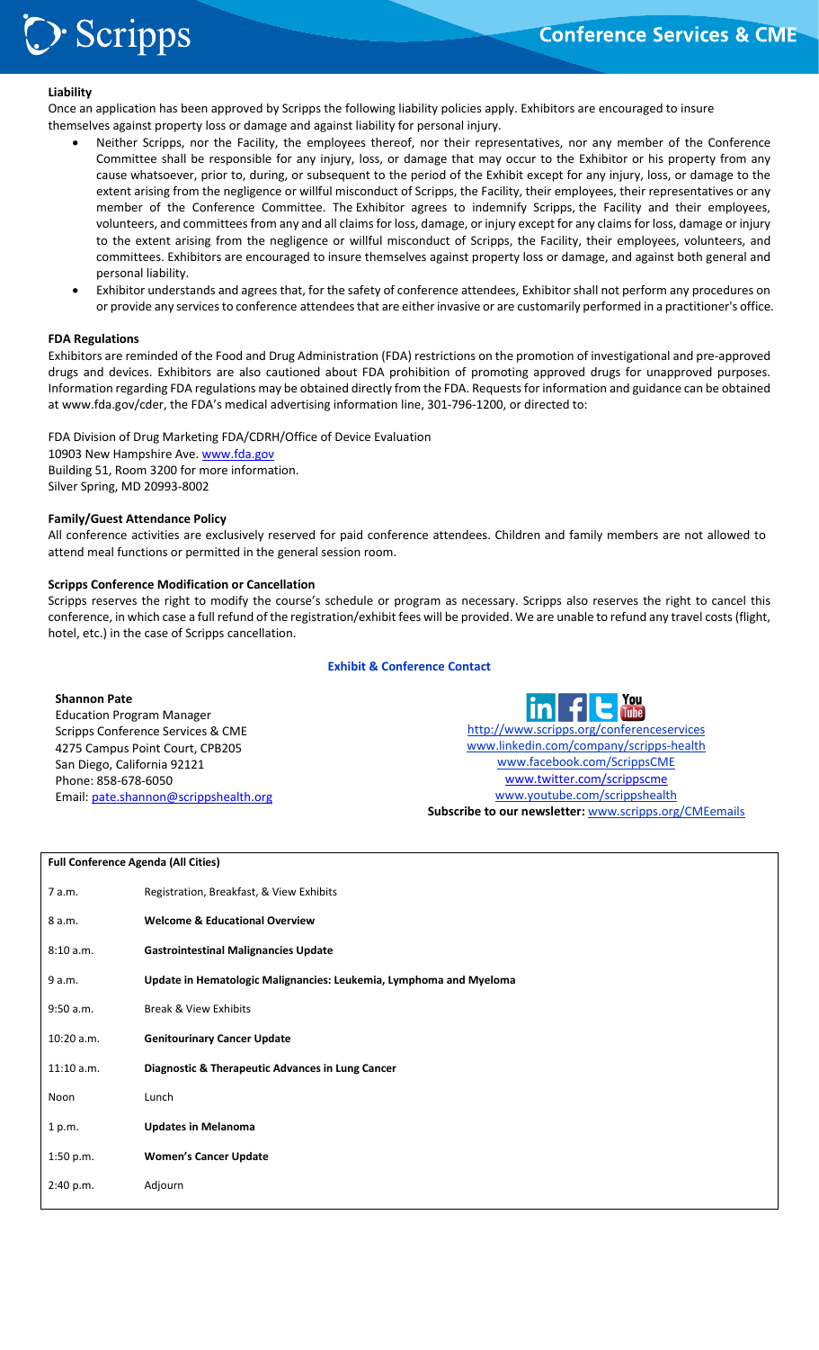**Liability**

Once an application has been approved by Scripps the following liability policies apply. Exhibitors are encouraged to insure themselves against property loss or damage and against liability for personal injury.

- Neither Scripps, nor the Facility, the employees thereof, nor their representatives, nor any member of the Conference Committee shall be responsible for any injury, loss, or damage that may occur to the Exhibitor or his property from any cause whatsoever, prior to, during, or subsequent to the period of the Exhibit except for any injury, loss, or damage to the extent arising from the negligence or willful misconduct of Scripps, the Facility, their employees, their representatives or any member of the Conference Committee. The Exhibitor agrees to indemnify Scripps, the Facility and their employees, volunteers, and committees from any and all claims for loss, damage, or injury except for any claims for loss, damage or injury to the extent arising from the negligence or willful misconduct of Scripps, the Facility, their employees, volunteers, and committees. Exhibitors are encouraged to insure themselves against property loss or damage, and against both general and personal liability.
- Exhibitor understands and agrees that, for the safety of conference attendees, Exhibitor shall not perform any procedures on or provide any services to conference attendees that are either invasive or are customarily performed in a practitioner's office.

**FDA Regulations**

Exhibitors are reminded of the Food and Drug Administration (FDA) restrictions on the promotion of investigational and pre-approved drugs and devices. Exhibitors are also cautioned about FDA prohibition of promoting approved drugs for unapproved purposes. Information regarding FDA regulations may be obtained directly from the FDA. Requests for information and guidance can be obtained at www.fda.gov/cder, the FDA's medical advertising information line, 301-796-1200, or directed to:

FDA Division of Drug Marketing FDA/CDRH/Office of Device Evaluation
10903 New Hampshire Ave. www.fda.gov
Building 51, Room 3200 for more information.
Silver Spring, MD 20993-8002

**Family/Guest Attendance Policy**

All conference activities are exclusively reserved for paid conference attendees. Children and family members are not allowed to attend meal functions or permitted in the general session room.

**Scripps Conference Modification or Cancellation**

Scripps reserves the right to modify the course's schedule or program as necessary. Scripps also reserves the right to cancel this conference, in which case a full refund of the registration/exhibit fees will be provided. We are unable to refund any travel costs (flight, hotel, etc.) in the case of Scripps cancellation.

**Exhibit & Conference Contact**

**Shannon Pate**
Education Program Manager
Scripps Conference Services & CME
4275 Campus Point Court, CPB205
San Diego, California 92121
Phone: 858-678-6050
Email: pate.shannon@scrippshealth.org

http://www.scripps.org/conferenceservices
www.linkedin.com/company/scripps-health
www.facebook.com/ScrippsCME
www.twitter.com/scrippscme
www.youtube.com/scrippshealth
**Subscribe to our newsletter:** www.scripps.org/CMEemails

| **Full Conference Agenda (All Cities)** | |
|---|---|
| 7 a.m. | Registration, Breakfast, & View Exhibits |
| 8 a.m. | **Welcome & Educational Overview** |
| 8:10 a.m. | **Gastrointestinal Malignancies Update** |
| 9 a.m. | **Update in Hematologic Malignancies: Leukemia, Lymphoma and Myeloma** |
| 9:50 a.m. | Break & View Exhibits |
| 10:20 a.m. | **Genitourinary Cancer Update** |
| 11:10 a.m. | **Diagnostic & Therapeutic Advances in Lung Cancer** |
| Noon | Lunch |
| 1 p.m. | **Updates in Melanoma** |
| 1:50 p.m. | **Women's Cancer Update** |
| 2:40 p.m. | Adjourn |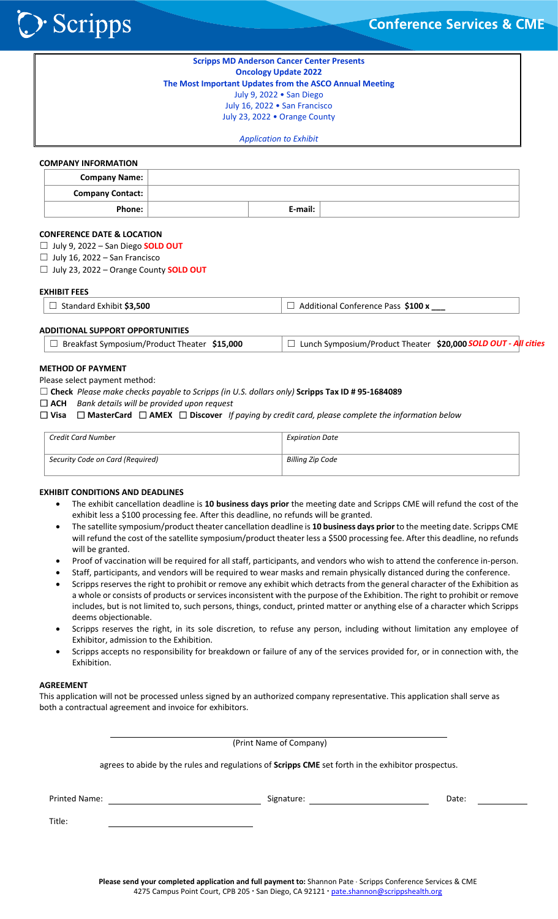**Scripps MD Anderson Cancer Center Presents**
**Oncology Update 2022**
**The Most Important Updates from the ASCO Annual Meeting**
July 9, 2022 • San Diego
July 16, 2022 • San Francisco
July 23, 2022 • Orange County

*Application to Exhibit*

### COMPANY INFORMATION

| | | | |
|---|---|---|---|
| **Company Name:** | | | |
| **Company Contact:** | | | |
| **Phone:** | | **E-mail:** | |

### CONFERENCE DATE & LOCATION

☐ July 9, 2022 – San Diego **SOLD OUT**
☐ July 16, 2022 – San Francisco
☐ July 23, 2022 – Orange County **SOLD OUT**

### EXHIBIT FEES

| | |
|---|---|
| ☐ Standard Exhibit **$3,500** | ☐ Additional Conference Pass **$100 x ___** |

### ADDITIONAL SUPPORT OPPORTUNITIES

| | |
|---|---|
| ☐ Breakfast Symposium/Product Theater **$15,000** | ☐ Lunch Symposium/Product Theater **$20,000** ***SOLD OUT - All cities*** |

### METHOD OF PAYMENT

Please select payment method:

☐ **Check** *Please make checks payable to Scripps (in U.S. dollars only)* **Scripps Tax ID # 95-1684089**
☐ **ACH** *Bank details will be provided upon request*
☐ **Visa** ☐ **MasterCard** ☐ **AMEX** ☐ **Discover** *If paying by credit card, please complete the information below*

| | |
|---|---|
| *Credit Card Number* | *Expiration Date* |
| *Security Code on Card (Required)* | *Billing Zip Code* |

### EXHIBIT CONDITIONS AND DEADLINES

- The exhibit cancellation deadline is **10 business days prior** the meeting date and Scripps CME will refund the cost of the exhibit less a $100 processing fee. After this deadline, no refunds will be granted.
- The satellite symposium/product theater cancellation deadline is **10 business days prior** to the meeting date. Scripps CME will refund the cost of the satellite symposium/product theater less a $500 processing fee. After this deadline, no refunds will be granted.
- Proof of vaccination will be required for all staff, participants, and vendors who wish to attend the conference in-person.
- Staff, participants, and vendors will be required to wear masks and remain physically distanced during the conference.
- Scripps reserves the right to prohibit or remove any exhibit which detracts from the general character of the Exhibition as a whole or consists of products or services inconsistent with the purpose of the Exhibition. The right to prohibit or remove includes, but is not limited to, such persons, things, conduct, printed matter or anything else of a character which Scripps deems objectionable.
- Scripps reserves the right, in its sole discretion, to refuse any person, including without limitation any employee of Exhibitor, admission to the Exhibition.
- Scripps accepts no responsibility for breakdown or failure of any of the services provided for, or in connection with, the Exhibition.

### AGREEMENT

This application will not be processed unless signed by an authorized company representative. This application shall serve as both a contractual agreement and invoice for exhibitors.

_______________________________________
(Print Name of Company)

agrees to abide by the rules and regulations of **Scripps CME** set forth in the exhibitor prospectus.

Printed Name: ______________________ Signature: ______________________ Date: __________

Title: ______________________

**Please send your completed application and full payment to:** Shannon Pate · Scripps Conference Services & CME
4275 Campus Point Court, CPB 205 · San Diego, CA 92121 · pate.shannon@scrippshealth.org